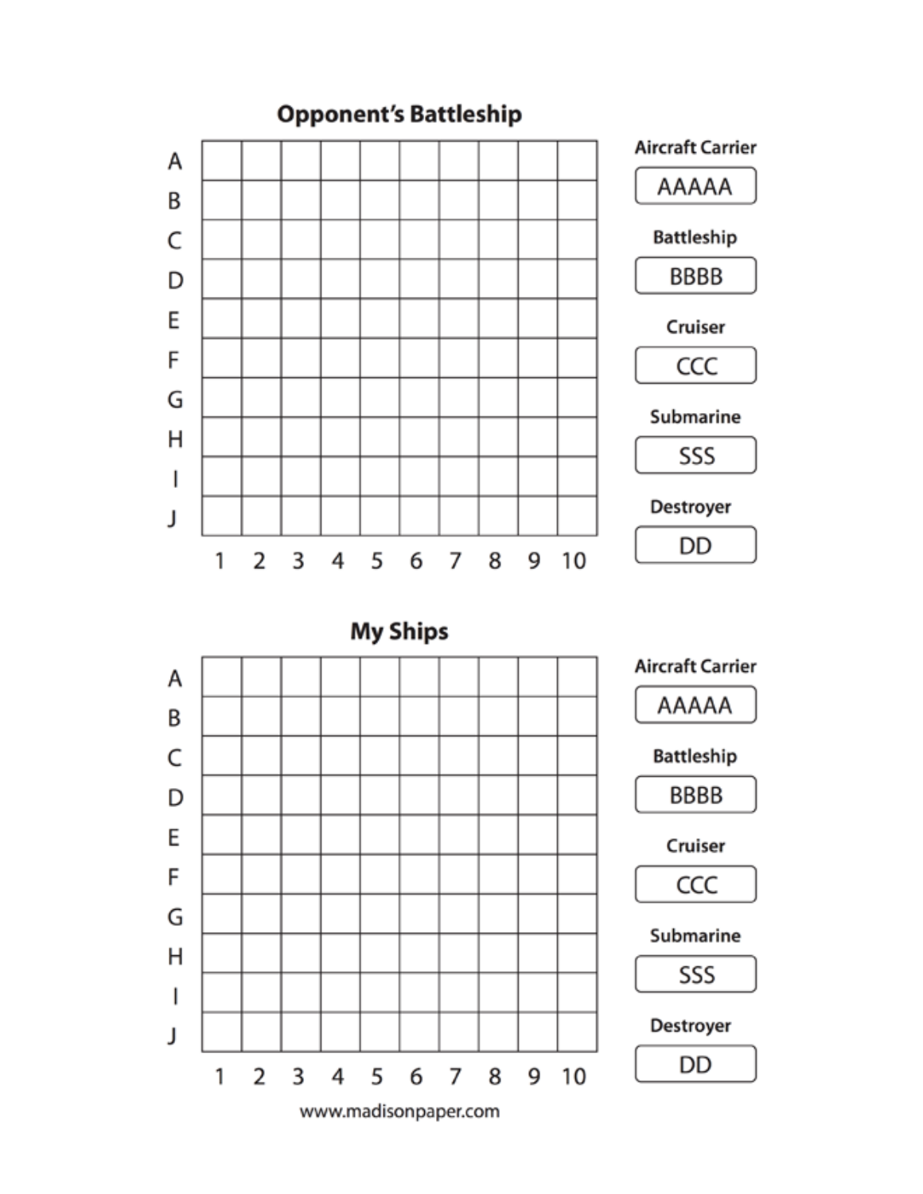## Opponent's Battleship

| | 1 | 2 | 3 | 4 | 5 | 6 | 7 | 8 | 9 | 10 |
|---|---|---|---|---|---|---|---|---|---|---|
| A | | | | | | | | | | |
| B | | | | | | | | | | |
| C | | | | | | | | | | |
| D | | | | | | | | | | |
| E | | | | | | | | | | |
| F | | | | | | | | | | |
| G | | | | | | | | | | |
| H | | | | | | | | | | |
| I | | | | | | | | | | |
| J | | | | | | | | | | |

**Aircraft Carrier**

AAAAA

**Battleship**

BBBB

**Cruiser**

CCC

**Submarine**

SSS

**Destroyer**

DD

## My Ships

| | 1 | 2 | 3 | 4 | 5 | 6 | 7 | 8 | 9 | 10 |
|---|---|---|---|---|---|---|---|---|---|---|
| A | | | | | | | | | | |
| B | | | | | | | | | | |
| C | | | | | | | | | | |
| D | | | | | | | | | | |
| E | | | | | | | | | | |
| F | | | | | | | | | | |
| G | | | | | | | | | | |
| H | | | | | | | | | | |
| I | | | | | | | | | | |
| J | | | | | | | | | | |

**Aircraft Carrier**

AAAAA

**Battleship**

BBBB

**Cruiser**

CCC

**Submarine**

SSS

**Destroyer**

DD

www.madisonpaper.com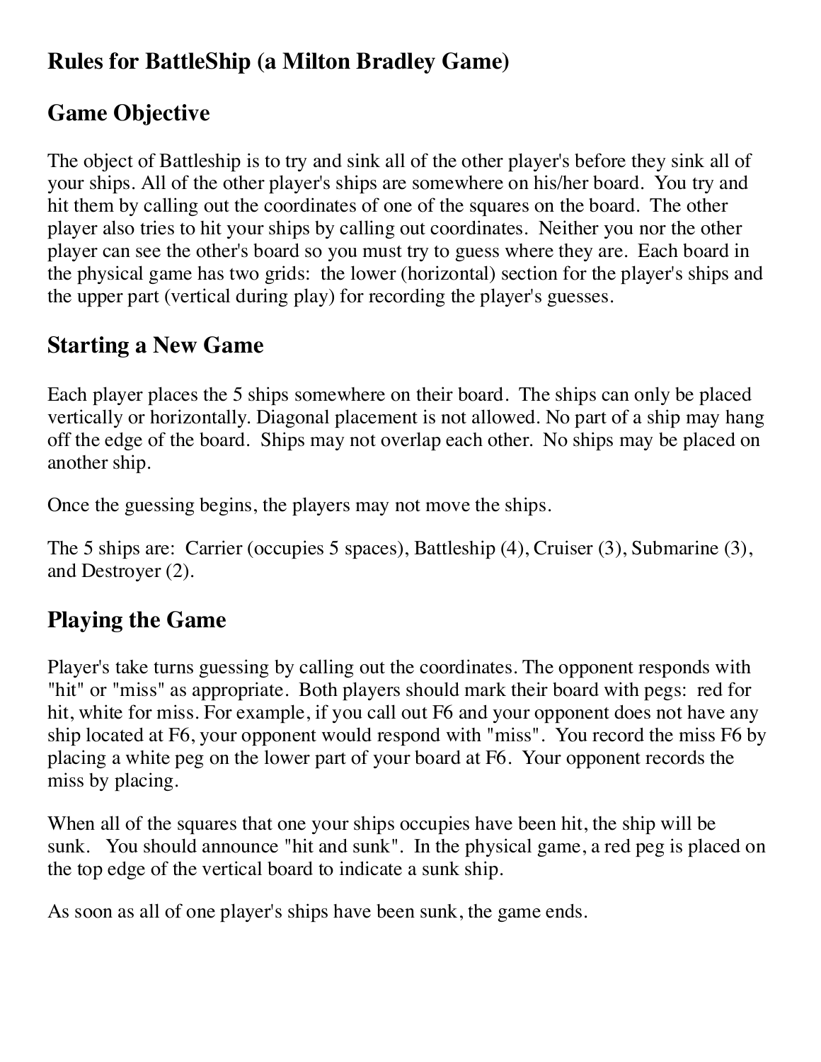# Rules for BattleShip (a Milton Bradley Game)

## Game Objective

The object of Battleship is to try and sink all of the other player's before they sink all of your ships. All of the other player's ships are somewhere on his/her board. You try and hit them by calling out the coordinates of one of the squares on the board. The other player also tries to hit your ships by calling out coordinates. Neither you nor the other player can see the other's board so you must try to guess where they are. Each board in the physical game has two grids: the lower (horizontal) section for the player's ships and the upper part (vertical during play) for recording the player's guesses.

## Starting a New Game

Each player places the 5 ships somewhere on their board. The ships can only be placed vertically or horizontally. Diagonal placement is not allowed. No part of a ship may hang off the edge of the board. Ships may not overlap each other. No ships may be placed on another ship.

Once the guessing begins, the players may not move the ships.

The 5 ships are: Carrier (occupies 5 spaces), Battleship (4), Cruiser (3), Submarine (3), and Destroyer (2).

## Playing the Game

Player's take turns guessing by calling out the coordinates. The opponent responds with "hit" or "miss" as appropriate. Both players should mark their board with pegs: red for hit, white for miss. For example, if you call out F6 and your opponent does not have any ship located at F6, your opponent would respond with "miss". You record the miss F6 by placing a white peg on the lower part of your board at F6. Your opponent records the miss by placing.

When all of the squares that one your ships occupies have been hit, the ship will be sunk. You should announce "hit and sunk". In the physical game, a red peg is placed on the top edge of the vertical board to indicate a sunk ship.

As soon as all of one player's ships have been sunk, the game ends.